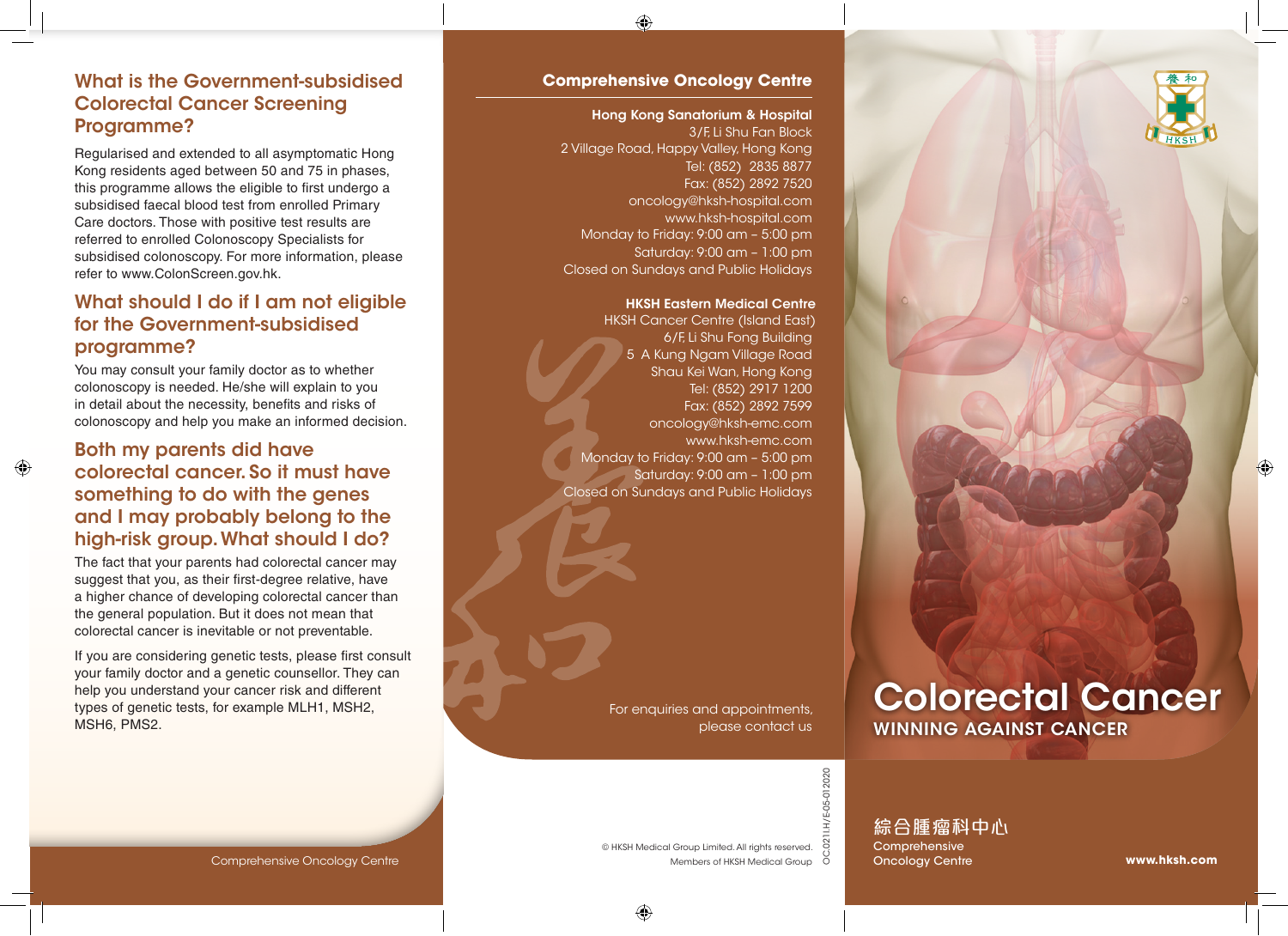## What is the Government-subsidised Colorectal Cancer Screening Programme?

Regularised and extended to all asymptomatic Hong Kong residents aged between 50 and 75 in phases, this programme allows the eligible to first undergo a subsidised faecal blood test from enrolled Primary Care doctors. Those with positive test results are referred to enrolled Colonoscopy Specialists for subsidised colonoscopy. For more information, please refer to www.ColonScreen.gov.hk.

## What should I do if I am not eligible for the Government-subsidised programme?

You may consult your family doctor as to whether colonoscopy is needed. He/she will explain to you in detail about the necessity, benefits and risks of colonoscopy and help you make an informed decision.

## Both my parents did have colorectal cancer. So it must have something to do with the genes and I may probably belong to the high-risk group. What should I do?

The fact that your parents had colorectal cancer may suggest that you, as their first-degree relative, have a higher chance of developing colorectal cancer than the general population. But it does not mean that colorectal cancer is inevitable or not preventable.

If you are considering genetic tests, please first consult your family doctor and a genetic counsellor. They can help you understand your cancer risk and different types of genetic tests, for example MLH1, MSH2, MSH6, PMS2.

Comprehensive Oncology Centre

## Comprehensive Oncology Centre

**Hong Kong Sanatorium & Hospital**
3/F, Li Shu Fan Block
2 Village Road, Happy Valley, Hong Kong
Tel: (852) 2835 8877
Fax: (852) 2892 7520
oncology@hksh-hospital.com
www.hksh-hospital.com
Monday to Friday: 9:00 am – 5:00 pm
Saturday: 9:00 am – 1:00 pm
Closed on Sundays and Public Holidays

**HKSH Eastern Medical Centre**
HKSH Cancer Centre (Island East)
6/F, Li Shu Fong Building
5 A Kung Ngam Village Road
Shau Kei Wan, Hong Kong
Tel: (852) 2917 1200
Fax: (852) 2892 7599
oncology@hksh-emc.com
www.hksh-emc.com
Monday to Friday: 9:00 am – 5:00 pm
Saturday: 9:00 am – 1:00 pm
Closed on Sundays and Public Holidays

For enquiries and appointments, please contact us

© HKSH Medical Group Limited. All rights reserved.
Members of HKSH Medical Group

OC.021I.H/E-05-012020

# Colorectal Cancer

## WINNING AGAINST CANCER

綜合腫瘤科中心
Comprehensive Oncology Centre

www.hksh.com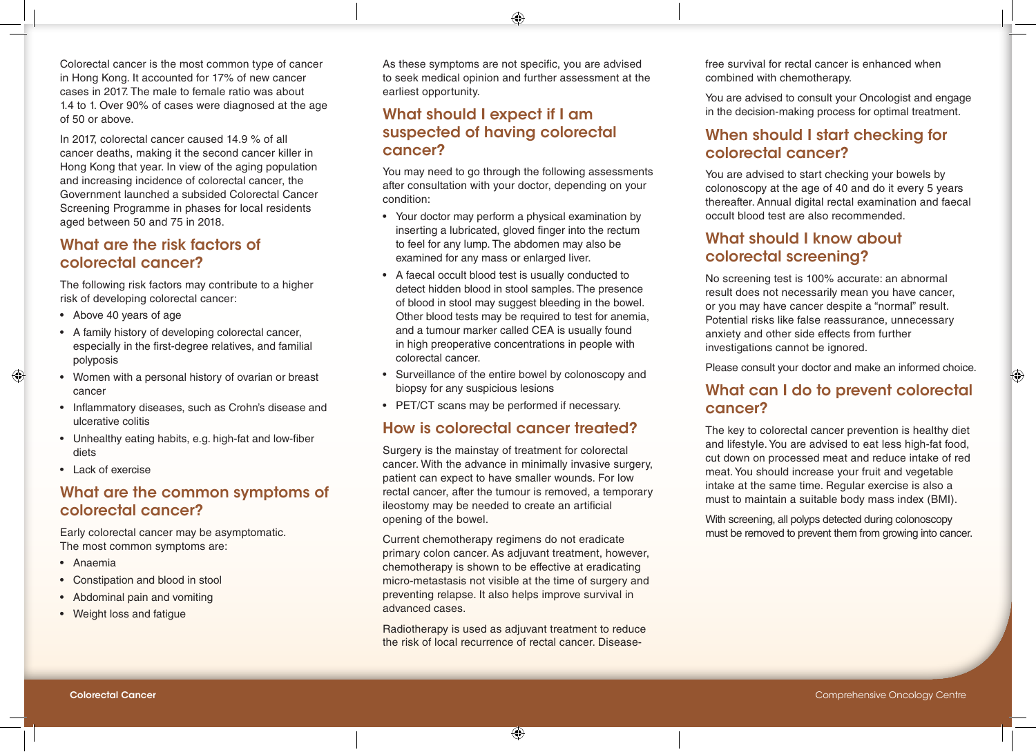Colorectal cancer is the most common type of cancer in Hong Kong. It accounted for 17% of new cancer cases in 2017. The male to female ratio was about 1.4 to 1. Over 90% of cases were diagnosed at the age of 50 or above.

In 2017, colorectal cancer caused 14.9 % of all cancer deaths, making it the second cancer killer in Hong Kong that year. In view of the aging population and increasing incidence of colorectal cancer, the Government launched a subsided Colorectal Cancer Screening Programme in phases for local residents aged between 50 and 75 in 2018.

## What are the risk factors of colorectal cancer?

The following risk factors may contribute to a higher risk of developing colorectal cancer:

- Above 40 years of age
- A family history of developing colorectal cancer, especially in the first-degree relatives, and familial polyposis
- Women with a personal history of ovarian or breast cancer
- Inflammatory diseases, such as Crohn's disease and ulcerative colitis
- Unhealthy eating habits, e.g. high-fat and low-fiber diets
- Lack of exercise

## What are the common symptoms of colorectal cancer?

Early colorectal cancer may be asymptomatic. The most common symptoms are:

- Anaemia
- Constipation and blood in stool
- Abdominal pain and vomiting
- Weight loss and fatigue

As these symptoms are not specific, you are advised to seek medical opinion and further assessment at the earliest opportunity.

## What should I expect if I am suspected of having colorectal cancer?

You may need to go through the following assessments after consultation with your doctor, depending on your condition:

- Your doctor may perform a physical examination by inserting a lubricated, gloved finger into the rectum to feel for any lump. The abdomen may also be examined for any mass or enlarged liver.
- A faecal occult blood test is usually conducted to detect hidden blood in stool samples. The presence of blood in stool may suggest bleeding in the bowel. Other blood tests may be required to test for anemia, and a tumour marker called CEA is usually found in high preoperative concentrations in people with colorectal cancer.
- Surveillance of the entire bowel by colonoscopy and biopsy for any suspicious lesions
- PET/CT scans may be performed if necessary.

## How is colorectal cancer treated?

Surgery is the mainstay of treatment for colorectal cancer. With the advance in minimally invasive surgery, patient can expect to have smaller wounds. For low rectal cancer, after the tumour is removed, a temporary ileostomy may be needed to create an artificial opening of the bowel.

Current chemotherapy regimens do not eradicate primary colon cancer. As adjuvant treatment, however, chemotherapy is shown to be effective at eradicating micro-metastasis not visible at the time of surgery and preventing relapse. It also helps improve survival in advanced cases.

Radiotherapy is used as adjuvant treatment to reduce the risk of local recurrence of rectal cancer. Disease-free survival for rectal cancer is enhanced when combined with chemotherapy.

You are advised to consult your Oncologist and engage in the decision-making process for optimal treatment.

## When should I start checking for colorectal cancer?

You are advised to start checking your bowels by colonoscopy at the age of 40 and do it every 5 years thereafter. Annual digital rectal examination and faecal occult blood test are also recommended.

## What should I know about colorectal screening?

No screening test is 100% accurate: an abnormal result does not necessarily mean you have cancer, or you may have cancer despite a "normal" result. Potential risks like false reassurance, unnecessary anxiety and other side effects from further investigations cannot be ignored.

Please consult your doctor and make an informed choice.

## What can I do to prevent colorectal cancer?

The key to colorectal cancer prevention is healthy diet and lifestyle. You are advised to eat less high-fat food, cut down on processed meat and reduce intake of red meat. You should increase your fruit and vegetable intake at the same time. Regular exercise is also a must to maintain a suitable body mass index (BMI).

With screening, all polyps detected during colonoscopy must be removed to prevent them from growing into cancer.